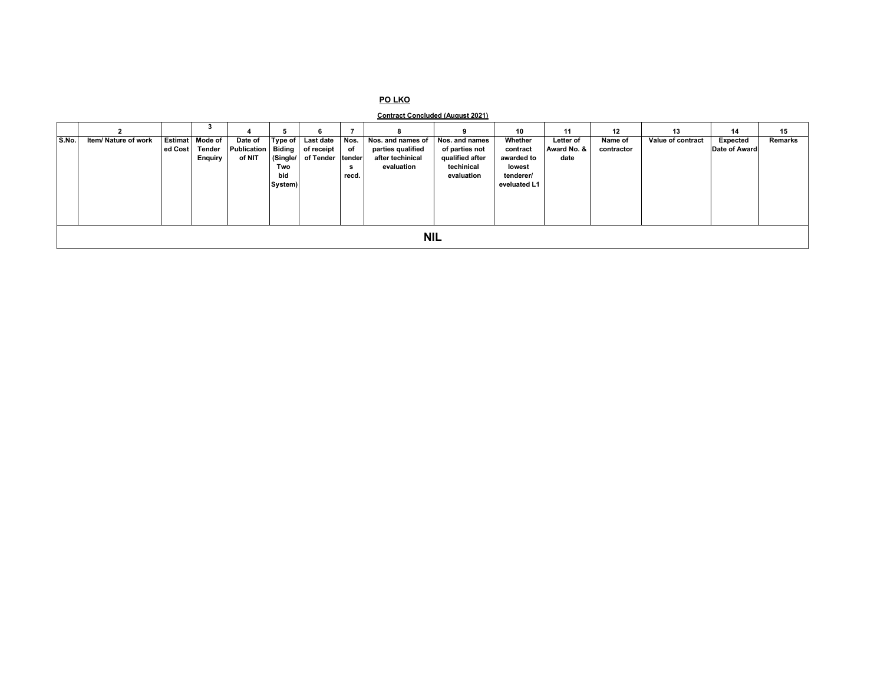**PO LKO**

**Contract Concluded (August 2021)**

| | 2 | | 3 | 4 | 5 | 6 | 7 | 8 | 9 | 10 | 11 | 12 | 13 | 14 | 15 |
|---|---|---|---|---|---|---|---|---|---|---|---|---|---|---|---|
| S.No. | Item/ Nature of work | Estimated Cost | Mode of Tender Enquiry | Date of Publication of NIT | Type of Biding (Single/ Two bid System) | Last date of receipt of Tender | Nos. of tenders recd. | Nos. and names of parties qualified after techinical evaluation | Nos. and names of parties not qualified after techinical evaluation | Whether contract awarded to lowest tenderer/ eveluated L1 | Letter of Award No. & date | Name of contractor | Value of contract | Expected Date of Award | Remarks |
| **NIL** | | | | | | | | | | | | | | | |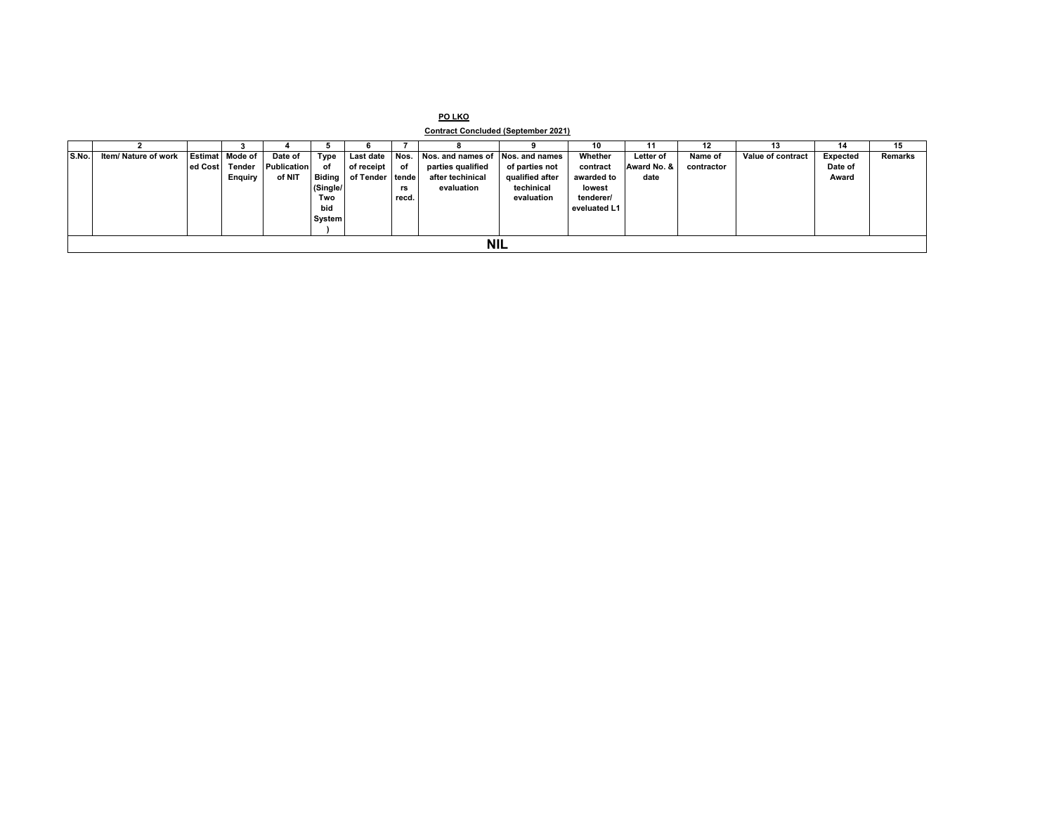**PO LKO**

**Contract Concluded (September 2021)**

| | 2 | | 3 | 4 | 5 | 6 | 7 | 8 | 9 | 10 | 11 | 12 | 13 | 14 | 15 |
|---|---|---|---|---|---|---|---|---|---|---|---|---|---|---|---|
| S.No. | Item/ Nature of work | Estimated Cost | Mode of Tender Enquiry | Date of Publication of NIT | Type of Biding (Single/ Two bid System ) | Last date of receipt of Tender | Nos. of tenders recd. | Nos. and names of parties qualified after techinical evaluation | Nos. and names of parties not qualified after techinical evaluation | Whether contract awarded to lowest tenderer/ eveluated L1 | Letter of Award No. & date | Name of contractor | Value of contract | Expected Date of Award | Remarks |
| NIL | | | | | | | | | | | | | | | |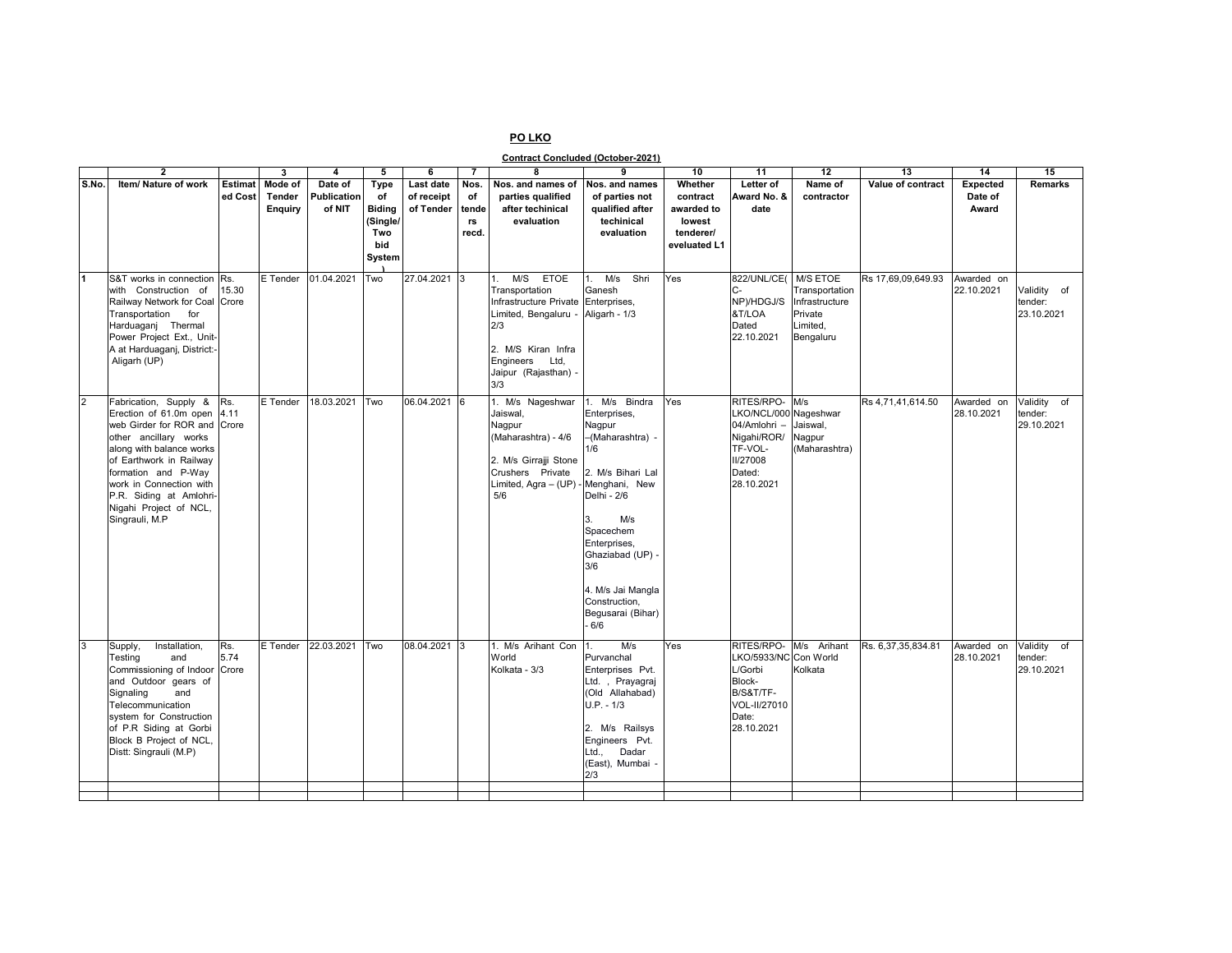## PO LKO

### Contract Concluded (October-2021)

| | 2 | | 3 | 4 | 5 | 6 | 7 | 8 | 9 | 10 | 11 | 12 | 13 | 14 | 15 |
|---|---|---|---|---|---|---|---|---|---|---|---|---|---|---|---|
| S.No. | Item/ Nature of work | Estimated Cost | Mode of Tender Enquiry | Date of Publication of NIT | Type of Biding (Single/ Two bid System) | Last date of receipt of Tender | Nos. of tenders recd. | Nos. and names of parties qualified after techinical evaluation | Nos. and names of parties not qualified after techinical evaluation | Whether contract awarded to lowest tenderer/ eveluated L1 | Letter of Award No. & date | Name of contractor | Value of contract | Expected Date of Award | Remarks |
| 1 | S&T works in connection with Construction of Railway Network for Coal Transportation for Harduaganj Thermal Power Project Ext., Unit-A at Harduaganj, District:- Aligarh (UP) | Rs. 15.30 Crore | E Tender | 01.04.2021 | Two | 27.04.2021 | 3 | 1. M/S ETOE Transportation Infrastructure Private Limited, Bengaluru - 2/3<br><br>2. M/S Kiran Infra Engineers Ltd, Jaipur (Rajasthan) - 3/3 | 1. M/s Shri Ganesh Enterprises, Aligarh - 1/3 | Yes | 822/UNL/CE(C-NP)/HDGJ/S&T/LOA Dated 22.10.2021 | M/S ETOE Transportation Infrastructure Private Limited, Bengaluru | Rs 17,69,09,649.93 | Awarded on 22.10.2021 | Validity of tender: 23.10.2021 |
| 2 | Fabrication, Supply & Erection of 61.0m open web Girder for ROR and other ancillary works along with balance works of Earthwork in Railway formation and P-Way work in Connection with P.R. Siding at Amlohri-Nigahi Project of NCL, Singrauli, M.P | Rs. 4.11 Crore | E Tender | 18.03.2021 | Two | 06.04.2021 | 6 | 1. M/s Nageshwar Jaiswal, Nagpur (Maharashtra) - 4/6<br><br>2. M/s Girrajji Stone Crushers Private Limited, Agra – (UP) - 5/6 | 1. M/s Bindra Enterprises, Nagpur –(Maharashtra) - 1/6<br><br>2. M/s Bihari Lal Menghani, New Delhi - 2/6<br><br>3. M/s Spacechem Enterprises, Ghaziabad (UP) - 3/6<br><br>4. M/s Jai Mangla Construction, Begusarai (Bihar) - 6/6 | Yes | RITES/RPO-LKO/NCL/00004/Amlohri – Nigahi/ROR/TF-VOL-II/27008 Dated: 28.10.2021 | M/s Nageshwar Jaiswal, Nagpur (Maharashtra) | Rs 4,71,41,614.50 | Awarded on 28.10.2021 | Validity of tender: 29.10.2021 |
| 3 | Supply, Installation, Testing and Commissioning of Indoor and Outdoor gears of Signaling and Telecommunication system for Construction of P.R Siding at Gorbi Block B Project of NCL, Distt: Singrauli (M.P) | Rs. 5.74 Crore | E Tender | 22.03.2021 | Two | 08.04.2021 | 3 | 1. M/s Arihant Con World Kolkata - 3/3 | 1. M/s Purvanchal Enterprises Pvt. Ltd. , Prayagraj (Old Allahabad) U.P. - 1/3<br><br>2. M/s Railsys Engineers Pvt. Ltd., Dadar (East), Mumbai - 2/3 | Yes | RITES/RPO-LKO/5933/NCL/Gorbi Block-B/S&T/TF-VOL-II/27010 Date: 28.10.2021 | M/s Arihant Con World Kolkata | Rs. 6,37,35,834.81 | Awarded on 28.10.2021 | Validity of tender: 29.10.2021 |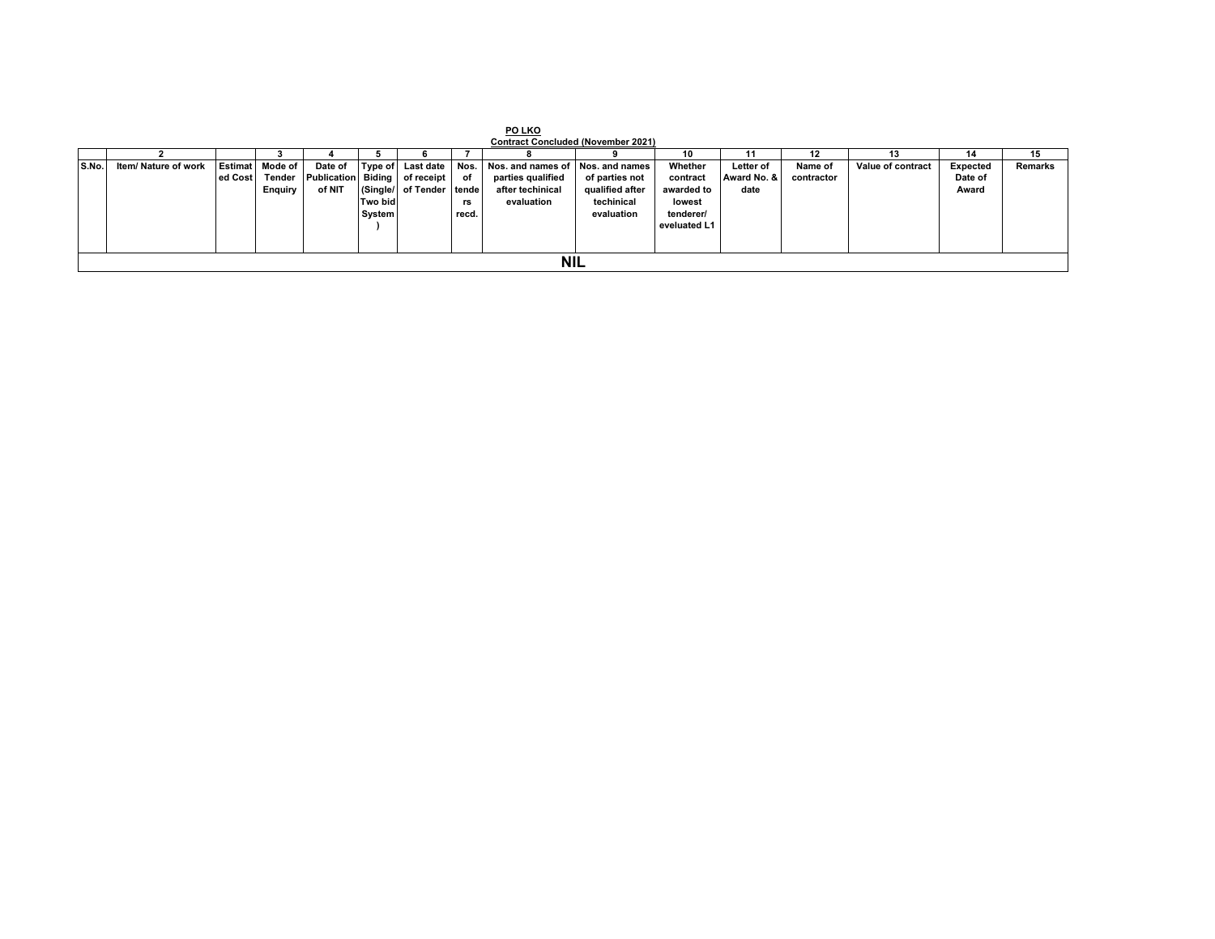**PO LKO**

**Contract Concluded (November 2021)**

| | 2 | | 3 | 4 | 5 | 6 | 7 | 8 | 9 | 10 | 11 | 12 | 13 | 14 | 15 |
|---|---|---|---|---|---|---|---|---|---|---|---|---|---|---|---|
| S.No. | Item/ Nature of work | Estimated Cost | Mode of Tender Enquiry | Date of Publication of NIT | Type of Biding (Single/ Two bid System ) | Last date of receipt of Tender | Nos. of tenders recd. | Nos. and names of parties qualified after techinical evaluation | Nos. and names of parties not qualified after techinical evaluation | Whether contract awarded to lowest tenderer/ eveluated L1 | Letter of Award No. & date | Name of contractor | Value of contract | Expected Date of Award | Remarks |
| NIL | | | | | | | | | | | | | | | |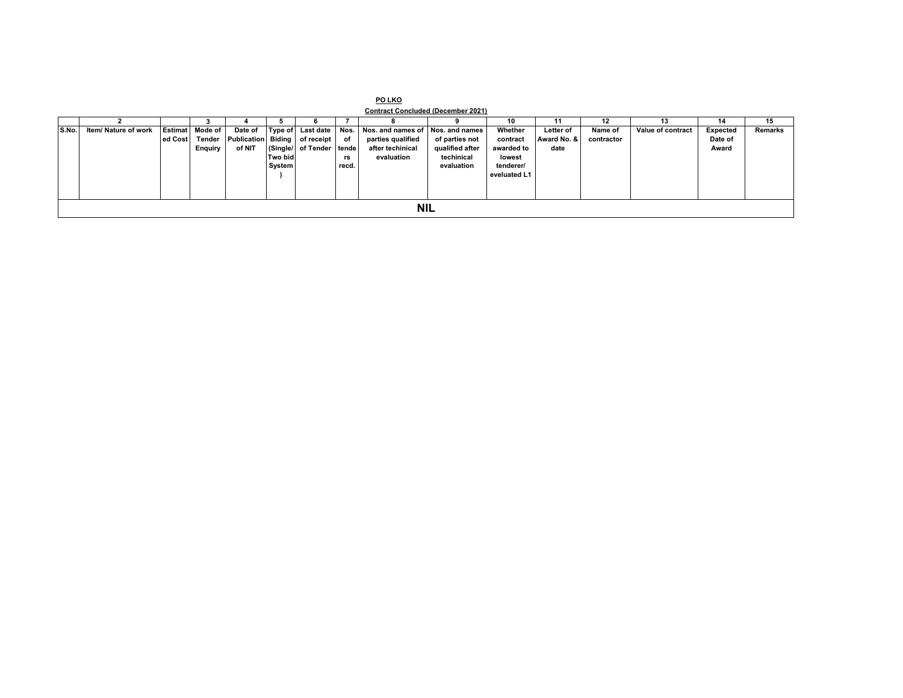**PO LKO**

**Contract Concluded (December 2021)**

| | 2 | | 3 | 4 | 5 | 6 | 7 | 8 | 9 | 10 | 11 | 12 | 13 | 14 | 15 |
|---|---|---|---|---|---|---|---|---|---|---|---|---|---|---|---|
| S.No. | Item/ Nature of work | Estimated Cost | Mode of Tender Enquiry | Date of Publication of NIT | Type of Biding (Single/ Two bid System ) | Last date of receipt of Tender | Nos. of tenders recd. | Nos. and names of parties qualified after techinical evaluation | Nos. and names of parties not qualified after techinical evaluation | Whether contract awarded to lowest tenderer/ eveluated L1 | Letter of Award No. & date | Name of contractor | Value of contract | Expected Date of Award | Remarks |
| NIL | | | | | | | | | | | | | | | |